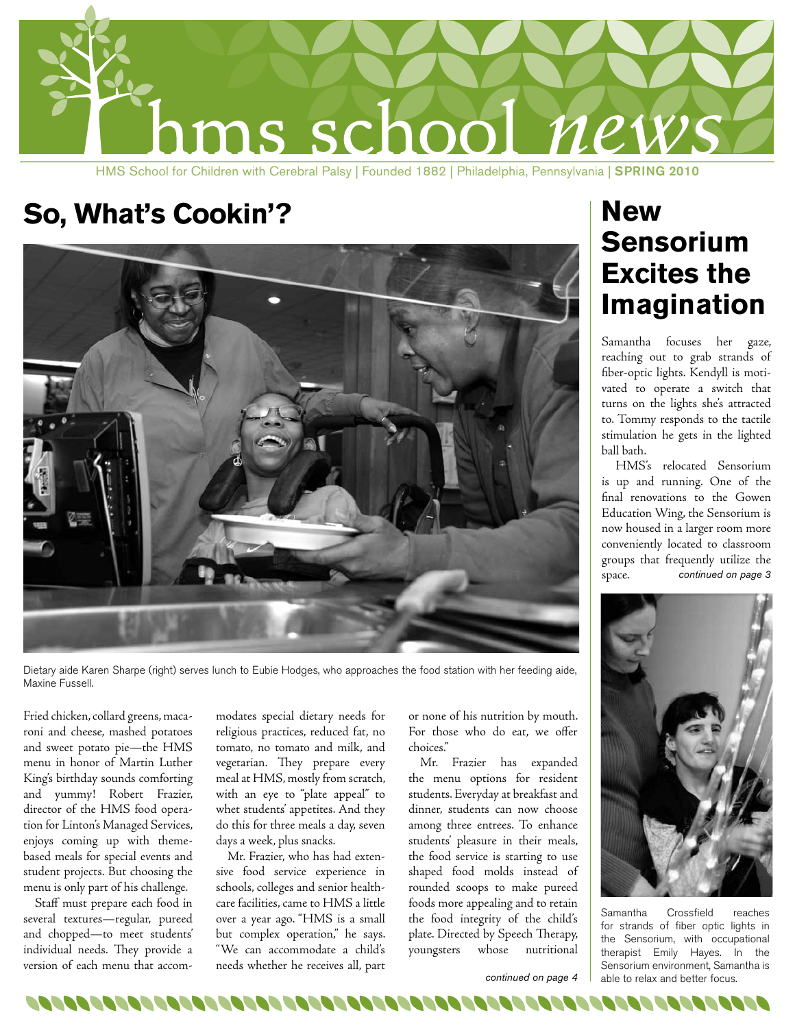# hms school *news*

HMS School for Children with Cerebral Palsy | Founded 1882 | Philadelphia, Pennsylvania | **SPRING 2010**

## So, What's Cookin'?

Dietary aide Karen Sharpe (right) serves lunch to Eubie Hodges, who approaches the food station with her feeding aide, Maxine Fussell.

Fried chicken, collard greens, macaroni and cheese, mashed potatoes and sweet potato pie—the HMS menu in honor of Martin Luther King's birthday sounds comforting and yummy! Robert Frazier, director of the HMS food operation for Linton's Managed Services, enjoys coming up with theme-based meals for special events and student projects. But choosing the menu is only part of his challenge.

Staff must prepare each food in several textures—regular, pureed and chopped—to meet students' individual needs. They provide a version of each menu that accommodates special dietary needs for religious practices, reduced fat, no tomato, no tomato and milk, and vegetarian. They prepare every meal at HMS, mostly from scratch, with an eye to "plate appeal" to whet students' appetites. And they do this for three meals a day, seven days a week, plus snacks.

Mr. Frazier, who has had extensive food service experience in schools, colleges and senior healthcare facilities, came to HMS a little over a year ago. "HMS is a small but complex operation," he says. "We can accommodate a child's needs whether he receives all, part or none of his nutrition by mouth. For those who do eat, we offer choices."

Mr. Frazier has expanded the menu options for resident students. Everyday at breakfast and dinner, students can now choose among three entrees. To enhance students' pleasure in their meals, the food service is starting to use shaped food molds instead of rounded scoops to make pureed foods more appealing and to retain the food integrity of the child's plate. Directed by Speech Therapy, youngsters whose nutritional

*continued on page 4*

## New Sensorium Excites the Imagination

Samantha focuses her gaze, reaching out to grab strands of fiber-optic lights. Kendyll is motivated to operate a switch that turns on the lights she's attracted to. Tommy responds to the tactile stimulation he gets in the lighted ball bath.

HMS's relocated Sensorium is up and running. One of the final renovations to the Gowen Education Wing, the Sensorium is now housed in a larger room more conveniently located to classroom groups that frequently utilize the space. *continued on page 3*

Samantha Crossfield reaches for strands of fiber optic lights in the Sensorium, with occupational therapist Emily Hayes. In the Sensorium environment, Samantha is able to relax and better focus.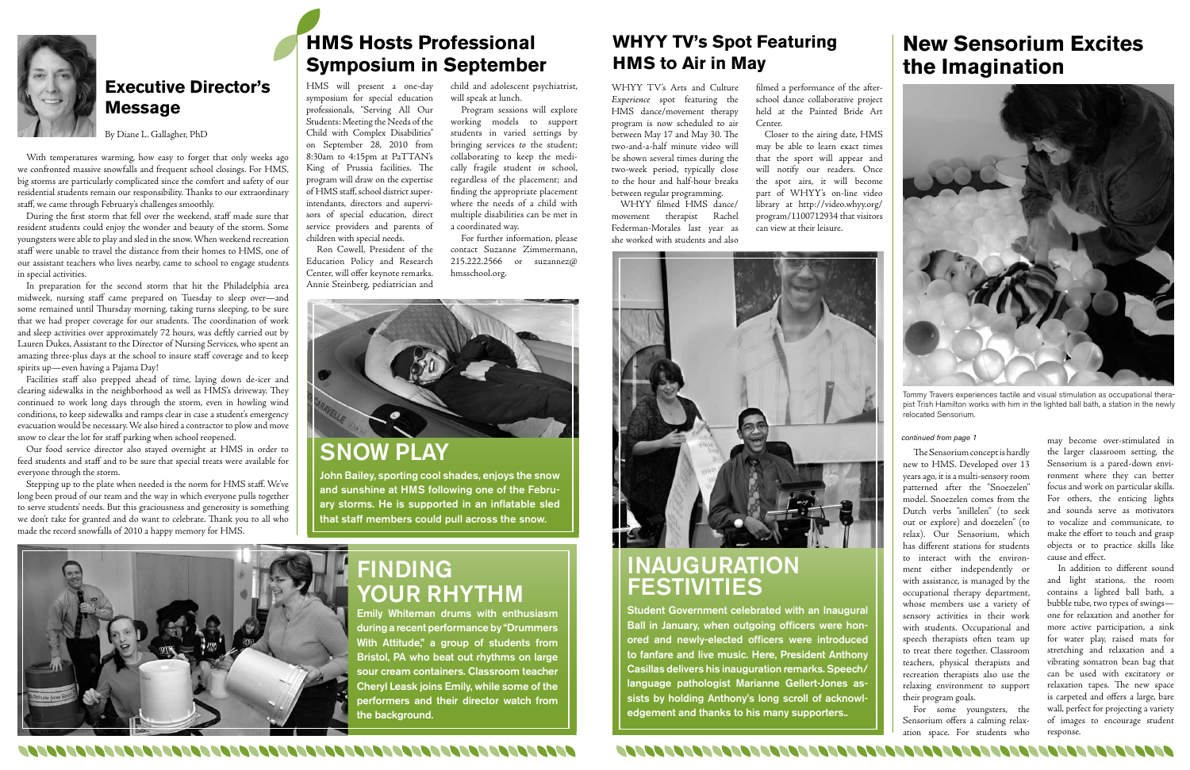## Executive Director's Message

By Diane L. Gallagher, PhD

With temperatures warming, how easy to forget that only weeks ago we confronted massive snowfalls and frequent school closings. For HMS, big storms are particularly complicated since the comfort and safety of our residential students remain our responsibility. Thanks to our extraordinary staff, we came through February's challenges smoothly.

During the first storm that fell over the weekend, staff made sure that resident students could enjoy the wonder and beauty of the storm. Some youngsters were able to play and sled in the snow. When weekend recreation staff were unable to travel the distance from their homes to HMS, one of our assistant teachers who lives nearby, came to school to engage students in special activities.

In preparation for the second storm that hit the Philadelphia area midweek, nursing staff came prepared on Tuesday to sleep over—and some remained until Thursday morning, taking turns sleeping, to be sure that we had proper coverage for our students. The coordination of work and sleep activities over approximately 72 hours, was deftly carried out by Lauren Dukes, Assistant to the Director of Nursing Services, who spent an amazing three-plus days at the school to insure staff coverage and to keep spirits up—even having a Pajama Day!

Facilities staff also prepped ahead of time, laying down de-icer and clearing sidewalks in the neighborhood as well as HMS's driveway. They continued to work long days through the storm, even in howling wind conditions, to keep sidewalks and ramps clear in case a student's emergency evacuation would be necessary. We also hired a contractor to plow and move snow to clear the lot for staff parking when school reopened.

Our food service director also stayed overnight at HMS in order to feed students and staff and to be sure that special treats were available for everyone through the storm.

Stepping up to the plate when needed is the norm for HMS staff. We've long been proud of our team and the way in which everyone pulls together to serve students' needs. But this graciousness and generosity is something we don't take for granted and do want to celebrate. Thank you to all who made the record snowfalls of 2010 a happy memory for HMS.

## HMS Hosts Professional Symposium in September

HMS will present a one-day symposium for special education professionals, "Serving All Our Students: Meeting the Needs of the Child with Complex Disabilities" on September 28, 2010 from 8:30am to 4:15pm at PaTTAN's King of Prussia facilities. The program will draw on the expertise of HMS staff, school district superintendants, directors and supervisors of special education, direct service providers and parents of children with special needs.

Ron Cowell, President of the Education Policy and Research Center, will offer keynote remarks. Annie Steinberg, pediatrician and child and adolescent psychiatrist, will speak at lunch.

Program sessions will explore working models to support students in varied settings by bringing services *to* the student; collaborating to keep the medically fragile student *in* school, regardless of the placement; and finding the appropriate placement where the needs of a child with multiple disabilities can be met in a coordinated way.

For further information, please contact Suzanne Zimmermann, 215.222.2566 or suzannez@hmsschool.org.

## SNOW PLAY

**John Bailey, sporting cool shades, enjoys the snow and sunshine at HMS following one of the February storms. He is supported in an inflatable sled that staff members could pull across the snow.**

## FINDING YOUR RHYTHM

**Emily Whiteman drums with enthusiasm during a recent performance by "Drummers With Attitude," a group of students from Bristol, PA who beat out rhythms on large sour cream containers. Classroom teacher Cheryl Leask joins Emily, while some of the performers and their director watch from the background.**

## WHYY TV's Spot Featuring HMS to Air in May

WHYY TV's Arts and Culture *Experience* spot featuring the HMS dance/movement therapy program is now scheduled to air between May 17 and May 30. The two-and-a-half minute video will be shown several times during the two-week period, typically close to the hour and half-hour breaks between regular programming.

WHYY filmed HMS dance/movement therapist Rachel Federman-Morales last year as she worked with students and also filmed a performance of the afterschool dance collaborative project held at the Painted Bride Art Center.

Closer to the airing date, HMS may be able to learn exact times that the sport will appear and will notify our readers. Once the spot airs, it will become part of WHYY's on-line video library at http://video.whyy.org/program/1100712934 that visitors can view at their leisure.

## INAUGURATION FESTIVITIES

**Student Government celebrated with an Inaugural Ball in January, when outgoing officers were honored and newly-elected officers were introduced to fanfare and live music. Here, President Anthony Casillas delivers his inauguration remarks. Speech/language pathologist Marianne Gellert-Jones assists by holding Anthony's long scroll of acknowledgement and thanks to his many supporters..**

## New Sensorium Excites the Imagination

Tommy Travers experiences tactile and visual stimulation as occupational therapist Trish Hamilton works with him in the lighted ball bath, a station in the newly relocated Sensorium.

*continued from page 1*

The Sensorium concept is hardly new to HMS. Developed over 13 years ago, it is a multi-sensory room patterned after the "Snoezelen" model. Snoezelen comes from the Dutch verbs "snillelen" (to seek out or explore) and doezelen" (to relax). Our Sensorium, which has different stations for students to interact with the environment either independently or with assistance, is managed by the occupational therapy department, whose members use a variety of sensory activities in their work with students. Occupational and speech therapists often team up to treat there together. Classroom teachers, physical therapists and recreation therapists also use the relaxing environment to support their program goals.

For some youngsters, the Sensorium offers a calming relaxation space. For students who may become over-stimulated in the larger classroom setting, the Sensorium is a pared-down environment where they can better focus and work on particular skills. For others, the enticing lights and sounds serve as motivators to vocalize and communicate, to make the effort to touch and grasp objects or to practice skills like cause and effect.

In addition to different sound and light stations, the room contains a lighted ball bath, a bubble tube, two types of swings—one for relaxation and another for more active participation, a sink for water play, raised mats for stretching and relaxation and a vibrating somatron bean bag that can be used with excitatory or relaxation tapes. The new space is carpeted and offers a large, bare wall, perfect for projecting a variety of images to encourage student response.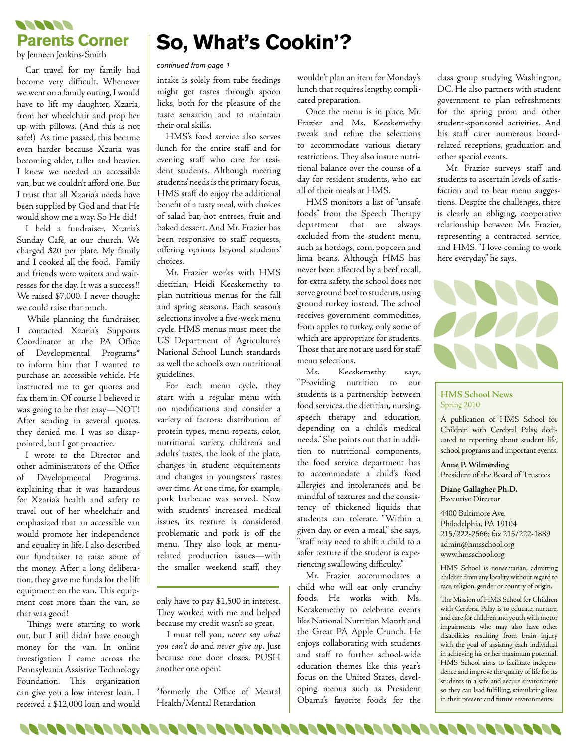## Parents Corner

by Jenneen Jenkins-Smith

Car travel for my family had become very difficult. Whenever we went on a family outing, I would have to lift my daughter, Xzaria, from her wheelchair and prop her up with pillows. (And this is not safe!) As time passed, this became even harder because Xzaria was becoming older, taller and heavier. I knew we needed an accessible van, but we couldn't afford one. But I trust that all Xzaria's needs have been supplied by God and that He would show me a way. So He did!

I held a fundraiser, Xzaria's Sunday Café, at our church. We charged $20 per plate. My family and I cooked all the food. Family and friends were waiters and waitresses for the day. It was a success!! We raised $7,000. I never thought we could raise that much.

While planning the fundraiser, I contacted Xzaria's Supports Coordinator at the PA Office of Developmental Programs* to inform him that I wanted to purchase an accessible vehicle. He instructed me to get quotes and fax them in. Of course I believed it was going to be that easy—NOT! After sending in several quotes, they denied me. I was so disappointed, but I got proactive.

I wrote to the Director and other administrators of the Office of Developmental Programs, explaining that it was hazardous for Xzaria's health and safety to travel out of her wheelchair and emphasized that an accessible van would promote her independence and equality in life. I also described our fundraiser to raise some of the money. After a long deliberation, they gave me funds for the lift equipment on the van. This equipment cost more than the van, so that was good!

Things were starting to work out, but I still didn't have enough money for the van. In online investigation I came across the Pennsylvania Assistive Technology Foundation. This organization can give you a low interest loan. I received a $12,000 loan and would only have to pay $1,500 in interest. They worked with me and helped because my credit wasn't so great.

I must tell you, *never say what you can't do* and *never give up*. Just because one door closes, PUSH another one open!

*formerly the Office of Mental Health/Mental Retardation

# So, What's Cookin'?

*continued from page 1*

intake is solely from tube feedings might get tastes through spoon licks, both for the pleasure of the taste sensation and to maintain their oral skills.

HMS's food service also serves lunch for the entire staff and for evening staff who care for resident students. Although meeting students' needs is the primary focus, HMS staff do enjoy the additional benefit of a tasty meal, with choices of salad bar, hot entrees, fruit and baked dessert. And Mr. Frazier has been responsive to staff requests, offering options beyond students' choices.

Mr. Frazier works with HMS dietitian, Heidi Kecskemethy to plan nutritious menus for the fall and spring seasons. Each season's selections involve a five-week menu cycle. HMS menus must meet the US Department of Agriculture's National School Lunch standards as well the school's own nutritional guidelines.

For each menu cycle, they start with a regular menu with no modifications and consider a variety of factors: distribution of protein types, menu repeats, color, nutritional variety, children's and adults' tastes, the look of the plate, changes in student requirements and changes in youngsters' tastes over time. At one time, for example, pork barbecue was served. Now with students' increased medical issues, its texture is considered problematic and pork is off the menu. They also look at menu-related production issues—with the smaller weekend staff, they wouldn't plan an item for Monday's lunch that requires lengthy, complicated preparation.

Once the menu is in place, Mr. Frazier and Ms. Kecskemethy tweak and refine the selections to accommodate various dietary restrictions. They also insure nutritional balance over the course of a day for resident students, who eat all of their meals at HMS.

HMS monitors a list of "unsafe foods" from the Speech Therapy department that are always excluded from the student menu, such as hotdogs, corn, popcorn and lima beans. Although HMS has never been affected by a beef recall, for extra safety, the school does not serve ground beef to students, using ground turkey instead. The school receives government commodities, from apples to turkey, only some of which are appropriate for students. Those that are not are used for staff menu selections.

Ms. Kecskemethy says, "Providing nutrition to our students is a partnership between food services, the dietitian, nursing, speech therapy and education, depending on a child's medical needs." She points out that in addition to nutritional components, the food service department has to accommodate a child's food allergies and intolerances and be mindful of textures and the consistency of thickened liquids that students can tolerate. "Within a given day, or even a meal," she says, "staff may need to shift a child to a safer texture if the student is experiencing swallowing difficulty."

Mr. Frazier accommodates a child who will eat only crunchy foods. He works with Ms. Kecskemethy to celebrate events like National Nutrition Month and the Great PA Apple Crunch. He enjoys collaborating with students and staff to further school-wide education themes like this year's focus on the United States, developing menus such as President Obama's favorite foods for the class group studying Washington, DC. He also partners with student government to plan refreshments for the spring prom and other student-sponsored activities. And his staff cater numerous board-related receptions, graduation and other special events.

Mr. Frazier surveys staff and students to ascertain levels of satisfaction and to hear menu suggestions. Despite the challenges, there is clearly an obliging, cooperative relationship between Mr. Frazier, representing a contracted service, and HMS. "I love coming to work here everyday," he says.

**HMS School News**
Spring 2010

A publication of HMS School for Children with Cerebral Palsy, dedicated to reporting about student life, school programs and important events.

**Anne P. Wilmerding**
President of the Board of Trustees

**Diane Gallagher Ph.D.**
Executive Director

4400 Baltimore Ave.
Philadelphia, PA 19104
215/222-2566; fax 215/222-1889
admin@hmsschool.org
www.hmsschool.org

HMS School is nonsectarian, admitting children from any locality without regard to race, religion, gender or country of origin.

The Mission of HMS School for Children with Cerebral Palsy is to educate, nurture, and care for children and youth with motor impairments who may also have other disabilities resulting from brain injury with the goal of assisting each individual in achieving his or her maximum potential. HMS School aims to facilitate independence and improve the quality of life for its students in a safe and secure environment so they can lead fulfilling, stimulating lives in their present and future environments.